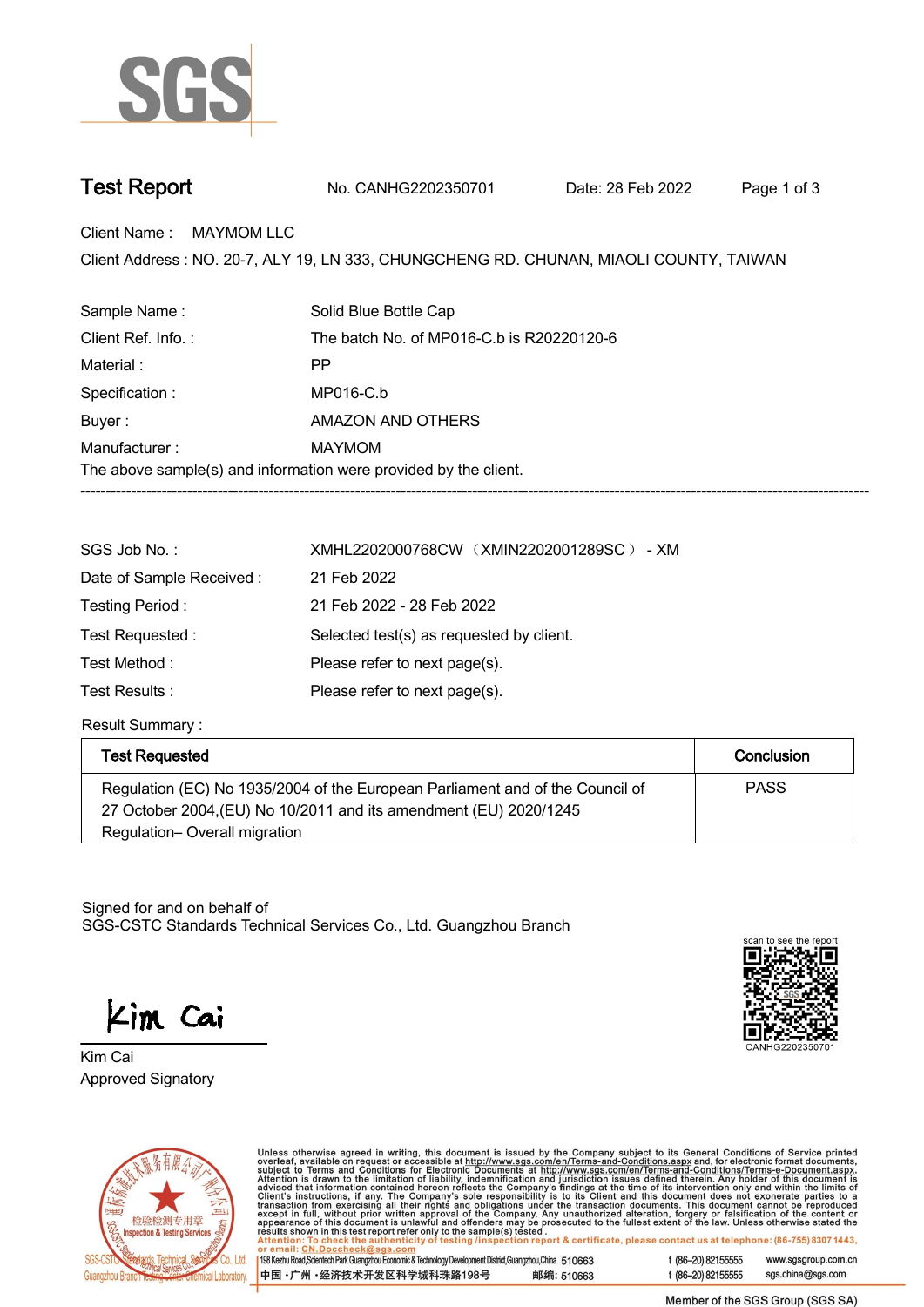SGS

# Test Report

No. CANHG2202350701 Date: 28 Feb 2022

Client Name : MAYMOM LLC

Client Address : NO. 20-7, ALY 19, LN 333, CHUNGCHENG RD. CHUNAN, MIAOLI COUNTY, TAIWAN

| | |
|---|---|
| Sample Name : | Solid Blue Bottle Cap |
| Client Ref. Info. : | The batch No. of MP016-C.b is R20220120-6 |
| Material : | PP |
| Specification : | MP016-C.b |
| Buyer : | AMAZON AND OTHERS |
| Manufacturer : | MAYMOM |

The above sample(s) and information were provided by the client.

---

| | |
|---|---|
| SGS Job No. : | XMHL2202000768CW （XMIN2202001289SC） - XM |
| Date of Sample Received : | 21 Feb 2022 |
| Testing Period : | 21 Feb 2022 - 28 Feb 2022 |
| Test Requested : | Selected test(s) as requested by client. |
| Test Method : | Please refer to next page(s). |
| Test Results : | Please refer to next page(s). |

Result Summary :

| Test Requested | Conclusion |
|---|---|
| Regulation (EC) No 1935/2004 of the European Parliament and of the Council of 27 October 2004,(EU) No 10/2011 and its amendment (EU) 2020/1245 Regulation– Overall migration | PASS |

Signed for and on behalf of
SGS-CSTC Standards Technical Services Co., Ltd. Guangzhou Branch

Kim Cai
Approved Signatory

scan to see the report
CANHG2202350701

Unless otherwise agreed in writing, this document is issued by the Company subject to its General Conditions of Service printed overleaf, available on request or accessible at http://www.sgs.com/en/Terms-and-Conditions.aspx and, for electronic format documents, subject to Terms and Conditions for Electronic Documents at http://www.sgs.com/en/Terms-and-Conditions/Terms-e-Document.aspx. Attention is drawn to the limitation of liability, indemnification and jurisdiction issues defined therein. Any holder of this document is advised that information contained hereon reflects the Company's findings at the time of its intervention only and within the limits of Client's instructions, if any. The Company's sole responsibility is to its Client and this document does not exonerate parties to a transaction from exercising all their rights and obligations under the transaction documents. This document cannot be reproduced except in full, without prior written approval of the Company. Any unauthorized alteration, forgery or falsification of the content or appearance of this document is unlawful and offenders may be prosecuted to the fullest extent of the law. Unless otherwise stated the results shown in this test report refer only to the sample(s) tested.
Attention: To check the authenticity of testing /inspection report & certificate, please contact us at telephone: (86-755) 8307 1443, or email: CN.Doccheck@sgs.com

198 Kezhu Road,Scientech Park Guangzhou Economic & Technology Development District,Guangzhou,China 510663 t (86–20) 82155555 www.sgsgroup.com.cn
中国 ·广州 ·经济技术开发区科学城科珠路198号 邮编: 510663 t (86–20) 82155555 sgs.china@sgs.com

Member of the SGS Group (SGS SA)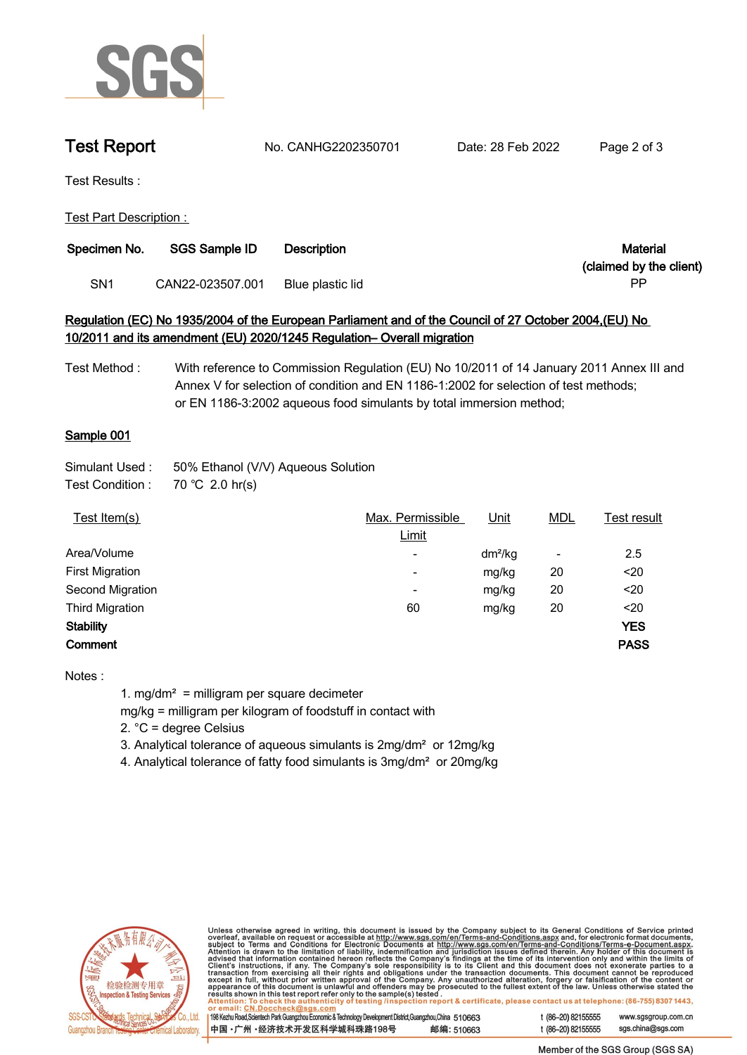# Test Report

No. CANHG2202350701 Date: 28 Feb 2022

Test Results :

Test Part Description :

| Specimen No. | SGS Sample ID | Description | Material (claimed by the client) |
|---|---|---|---|
| SN1 | CAN22-023507.001 | Blue plastic lid | PP |

**Regulation (EC) No 1935/2004 of the European Parliament and of the Council of 27 October 2004,(EU) No 10/2011 and its amendment (EU) 2020/1245 Regulation– Overall migration**

Test Method : With reference to Commission Regulation (EU) No 10/2011 of 14 January 2011 Annex III and Annex V for selection of condition and EN 1186-1:2002 for selection of test methods; or EN 1186-3:2002 aqueous food simulants by total immersion method;

**Sample 001**

Simulant Used : 50% Ethanol (V/V) Aqueous Solution

Test Condition : 70 ℃ 2.0 hr(s)

| Test Item(s) | Max. Permissible Limit | Unit | MDL | Test result |
|---|---|---|---|---|
| Area/Volume | - | $dm^2/kg$ | - | 2.5 |
| First Migration | - | mg/kg | 20 | <20 |
| Second Migration | - | mg/kg | 20 | <20 |
| Third Migration | 60 | mg/kg | 20 | <20 |
| **Stability** | | | | **YES** |
| **Comment** | | | | **PASS** |

Notes :

1. $mg/dm^2$ = milligram per square decimeter
   mg/kg = milligram per kilogram of foodstuff in contact with
2. °C = degree Celsius
3. Analytical tolerance of aqueous simulants is $2mg/dm^2$ or 12mg/kg
4. Analytical tolerance of fatty food simulants is $3mg/dm^2$ or 20mg/kg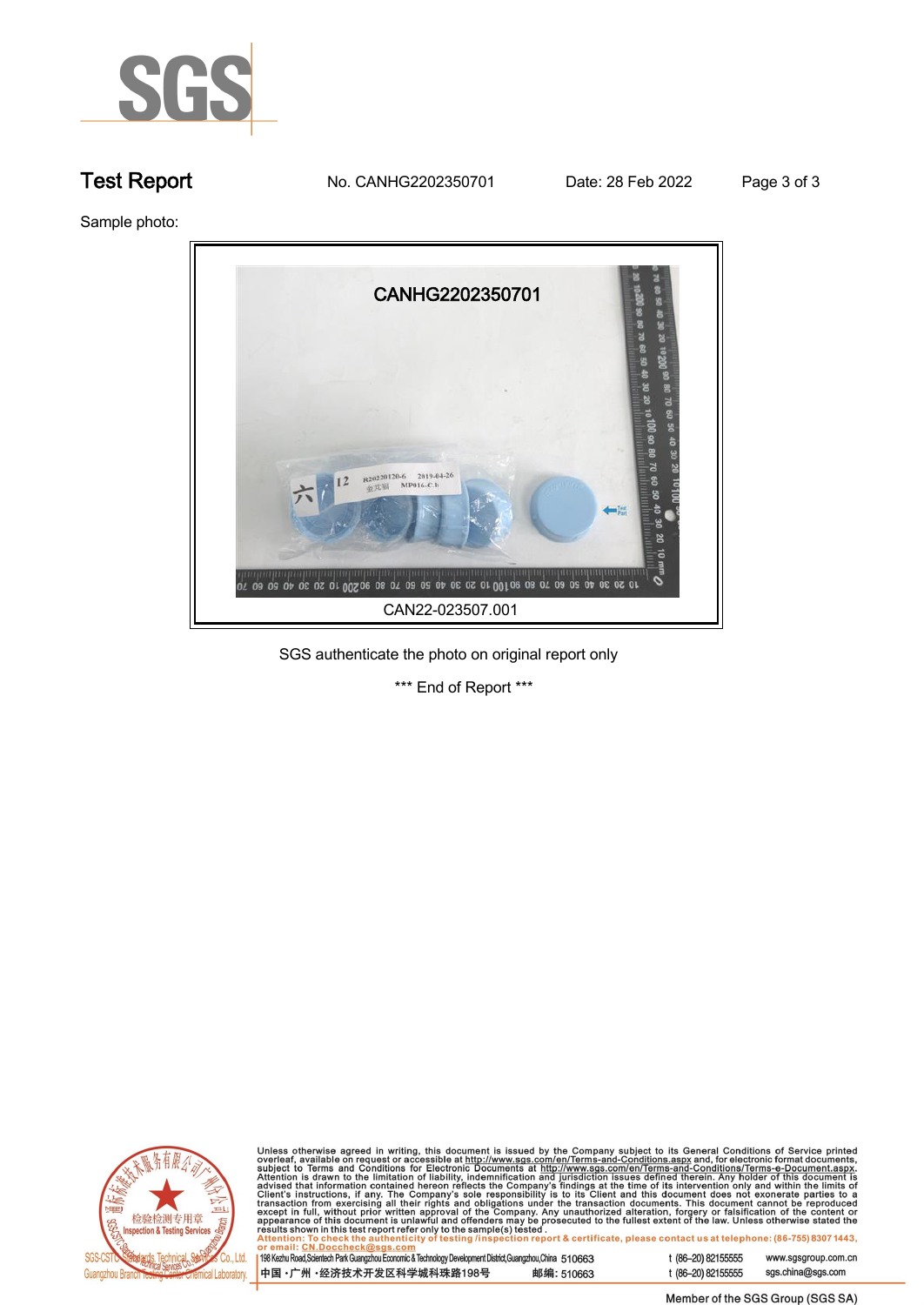Sample photo:

CAN22-023507.001

SGS authenticate the photo on original report only

\*\*\* End of Report \*\*\*